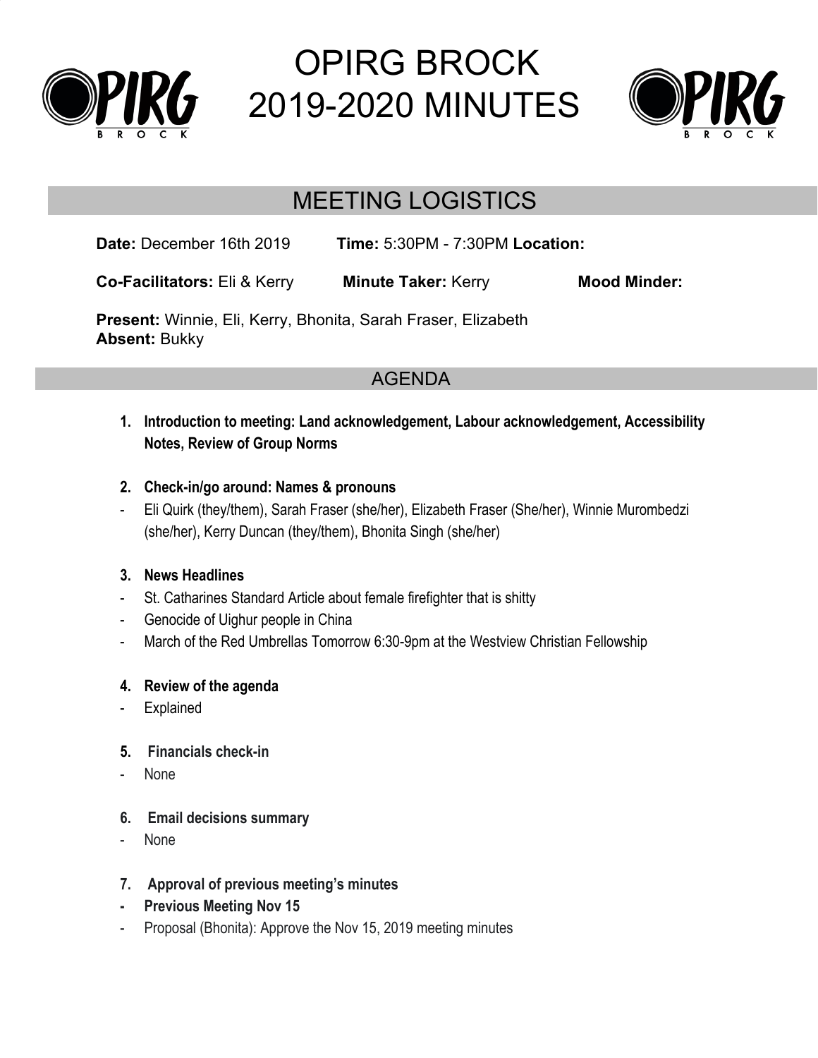# OPIRG BROCK 2019-2020 MINUTES

## MEETING LOGISTICS

**Date:** December 16th 2019 **Time:** 5:30PM - 7:30PM **Location:**

**Co-Facilitators:** Eli & Kerry **Minute Taker:** Kerry **Mood Minder:**

**Present:** Winnie, Eli, Kerry, Bhonita, Sarah Fraser, Elizabeth
**Absent:** Bukky

## AGENDA

1. **Introduction to meeting: Land acknowledgement, Labour acknowledgement, Accessibility Notes, Review of Group Norms**

2. **Check-in/go around: Names & pronouns**
- Eli Quirk (they/them), Sarah Fraser (she/her), Elizabeth Fraser (She/her), Winnie Murombedzi (she/her), Kerry Duncan (they/them), Bhonita Singh (she/her)

3. **News Headlines**
- St. Catharines Standard Article about female firefighter that is shitty
- Genocide of Uighur people in China
- March of the Red Umbrellas Tomorrow 6:30-9pm at the Westview Christian Fellowship

4. **Review of the agenda**
- Explained

5. **Financials check-in**
- None

6. **Email decisions summary**
- None

7. **Approval of previous meeting's minutes**
- **Previous Meeting Nov 15**
- Proposal (Bhonita): Approve the Nov 15, 2019 meeting minutes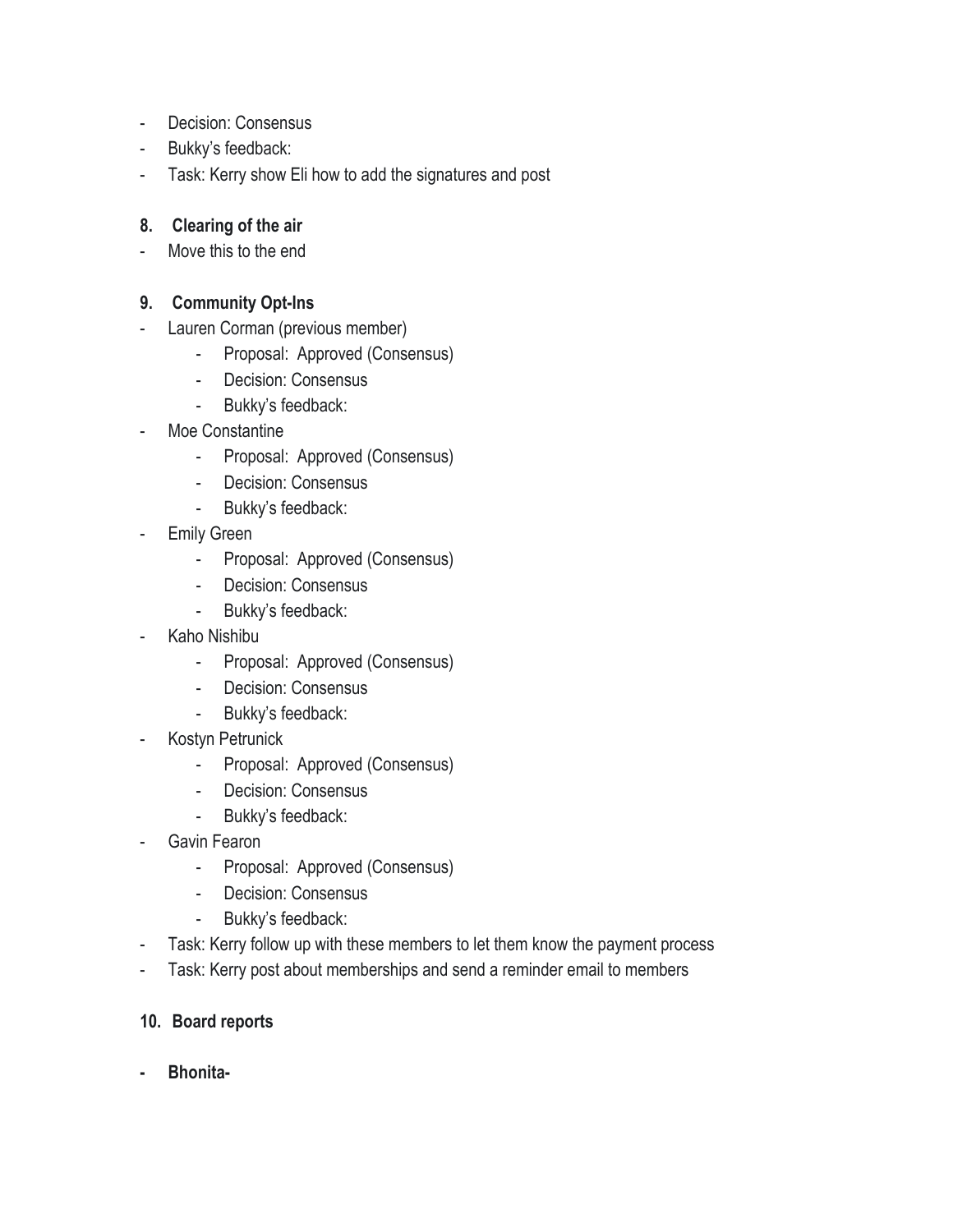- Decision: Consensus
- Bukky's feedback:
- Task: Kerry show Eli how to add the signatures and post

**8. Clearing of the air**

- Move this to the end

**9. Community Opt-Ins**

- Lauren Corman (previous member)
    - Proposal: Approved (Consensus)
    - Decision: Consensus
    - Bukky's feedback:
- Moe Constantine
    - Proposal: Approved (Consensus)
    - Decision: Consensus
    - Bukky's feedback:
- Emily Green
    - Proposal: Approved (Consensus)
    - Decision: Consensus
    - Bukky's feedback:
- Kaho Nishibu
    - Proposal: Approved (Consensus)
    - Decision: Consensus
    - Bukky's feedback:
- Kostyn Petrunick
    - Proposal: Approved (Consensus)
    - Decision: Consensus
    - Bukky's feedback:
- Gavin Fearon
    - Proposal: Approved (Consensus)
    - Decision: Consensus
    - Bukky's feedback:
- Task: Kerry follow up with these members to let them know the payment process
- Task: Kerry post about memberships and send a reminder email to members

**10. Board reports**

- **Bhonita-**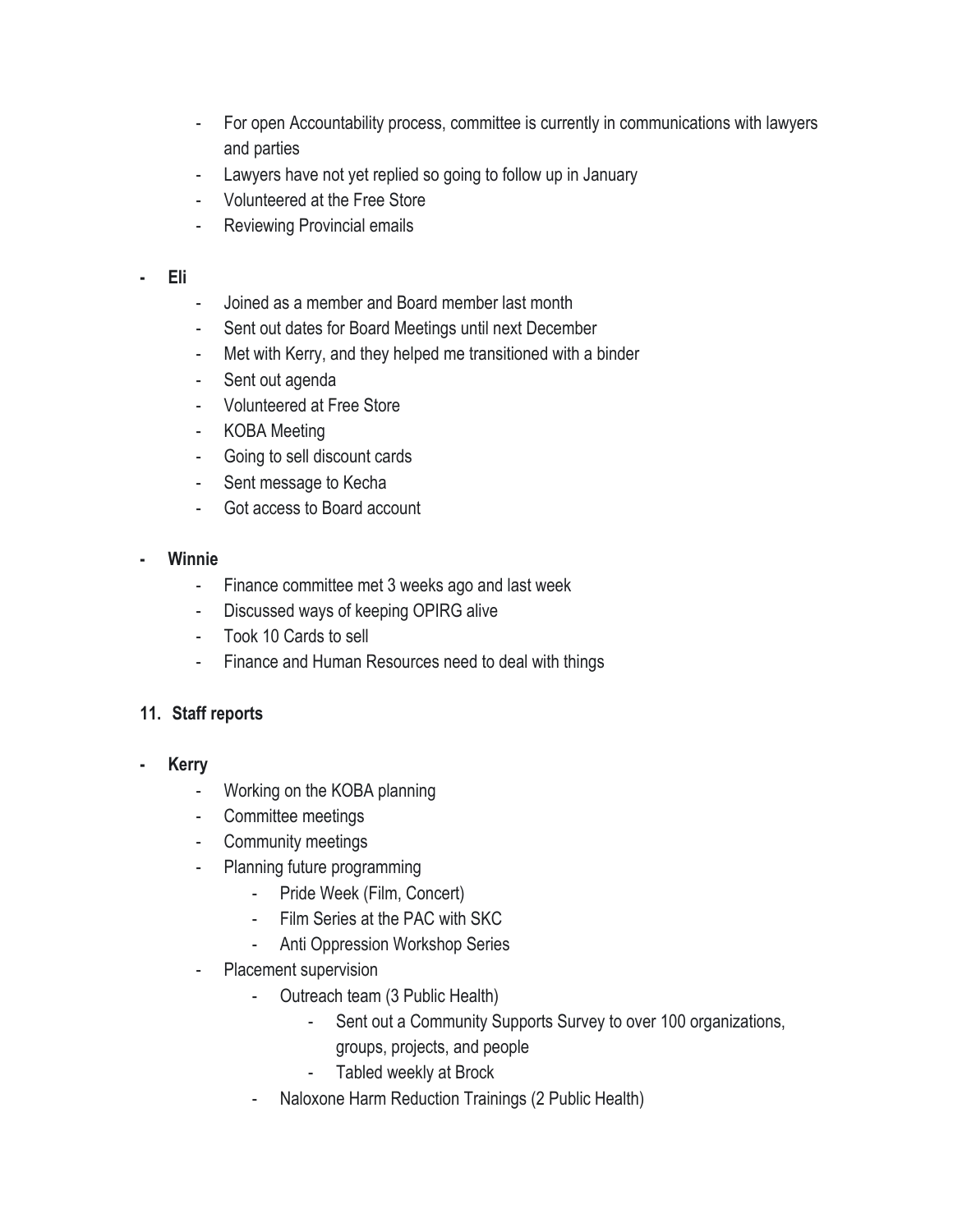- For open Accountability process, committee is currently in communications with lawyers and parties
- Lawyers have not yet replied so going to follow up in January
- Volunteered at the Free Store
- Reviewing Provincial emails

- **Eli**
    - Joined as a member and Board member last month
    - Sent out dates for Board Meetings until next December
    - Met with Kerry, and they helped me transitioned with a binder
    - Sent out agenda
    - Volunteered at Free Store
    - KOBA Meeting
    - Going to sell discount cards
    - Sent message to Kecha
    - Got access to Board account

- **Winnie**
    - Finance committee met 3 weeks ago and last week
    - Discussed ways of keeping OPIRG alive
    - Took 10 Cards to sell
    - Finance and Human Resources need to deal with things

**11. Staff reports**

- **Kerry**
    - Working on the KOBA planning
    - Committee meetings
    - Community meetings
    - Planning future programming
        - Pride Week (Film, Concert)
        - Film Series at the PAC with SKC
        - Anti Oppression Workshop Series
    - Placement supervision
        - Outreach team (3 Public Health)
            - Sent out a Community Supports Survey to over 100 organizations, groups, projects, and people
            - Tabled weekly at Brock
        - Naloxone Harm Reduction Trainings (2 Public Health)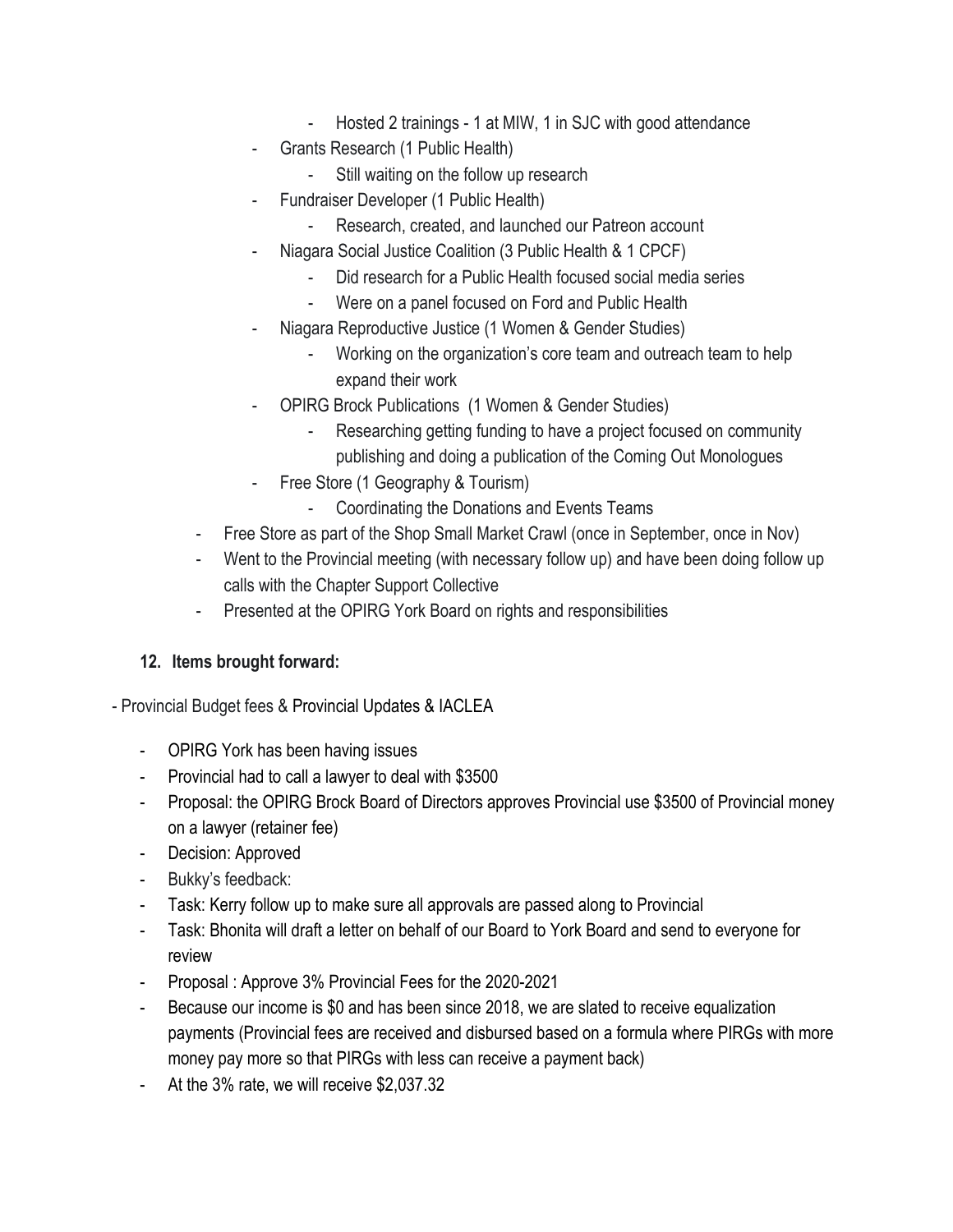- Hosted 2 trainings - 1 at MIW, 1 in SJC with good attendance
        - Grants Research (1 Public Health)
            - Still waiting on the follow up research
        - Fundraiser Developer (1 Public Health)
            - Research, created, and launched our Patreon account
        - Niagara Social Justice Coalition (3 Public Health & 1 CPCF)
            - Did research for a Public Health focused social media series
            - Were on a panel focused on Ford and Public Health
        - Niagara Reproductive Justice (1 Women & Gender Studies)
            - Working on the organization's core team and outreach team to help expand their work
        - OPIRG Brock Publications (1 Women & Gender Studies)
            - Researching getting funding to have a project focused on community publishing and doing a publication of the Coming Out Monologues
        - Free Store (1 Geography & Tourism)
            - Coordinating the Donations and Events Teams
    - Free Store as part of the Shop Small Market Crawl (once in September, once in Nov)
    - Went to the Provincial meeting (with necessary follow up) and have been doing follow up calls with the Chapter Support Collective
    - Presented at the OPIRG York Board on rights and responsibilities

**12. Items brought forward:**

- Provincial Budget fees & Provincial Updates & IACLEA
    - OPIRG York has been having issues
    - Provincial had to call a lawyer to deal with $3500
    - Proposal: the OPIRG Brock Board of Directors approves Provincial use $3500 of Provincial money on a lawyer (retainer fee)
    - Decision: Approved
    - Bukky's feedback:
    - Task: Kerry follow up to make sure all approvals are passed along to Provincial
    - Task: Bhonita will draft a letter on behalf of our Board to York Board and send to everyone for review
    - Proposal : Approve 3% Provincial Fees for the 2020-2021
    - Because our income is $0 and has been since 2018, we are slated to receive equalization payments (Provincial fees are received and disbursed based on a formula where PIRGs with more money pay more so that PIRGs with less can receive a payment back)
    - At the 3% rate, we will receive $2,037.32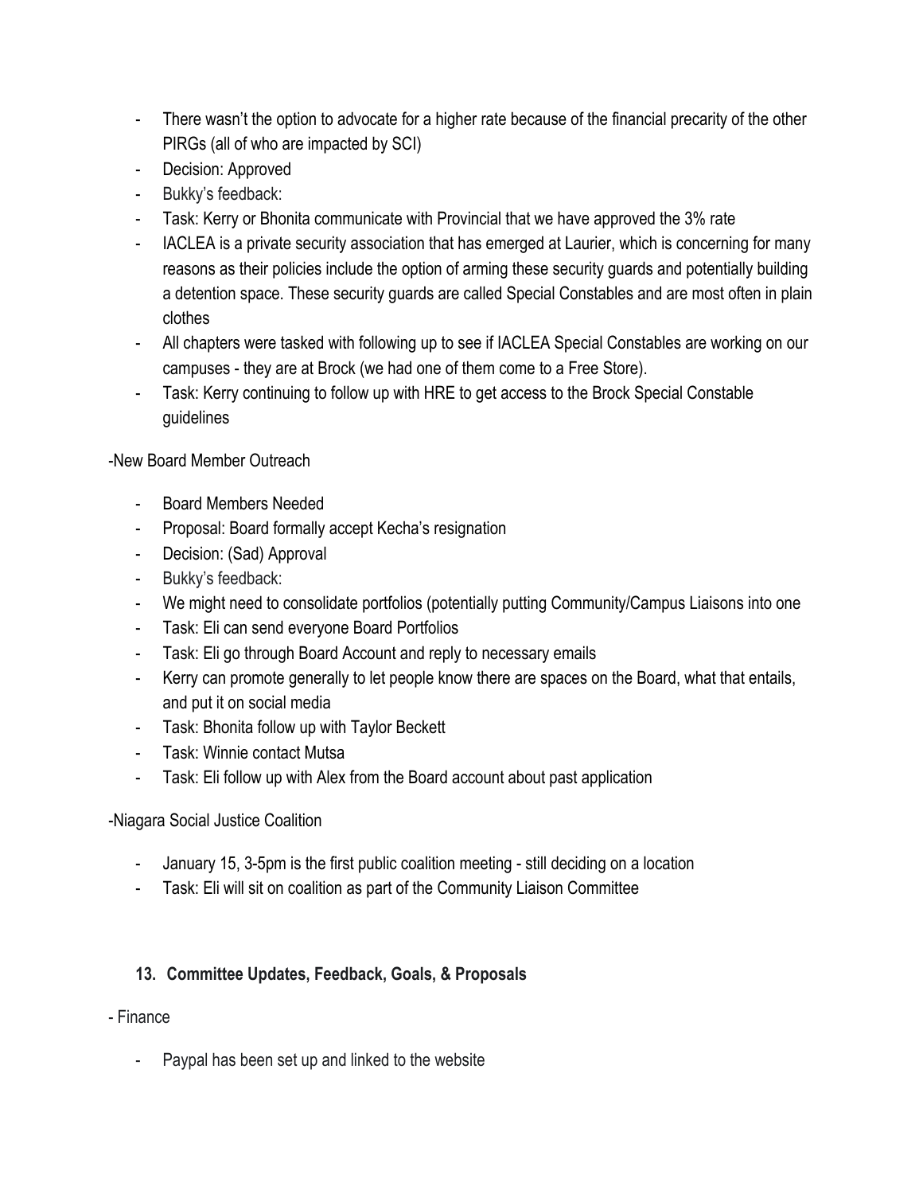- There wasn't the option to advocate for a higher rate because of the financial precarity of the other PIRGs (all of who are impacted by SCI)
- Decision: Approved
- Bukky's feedback:
- Task: Kerry or Bhonita communicate with Provincial that we have approved the 3% rate
- IACLEA is a private security association that has emerged at Laurier, which is concerning for many reasons as their policies include the option of arming these security guards and potentially building a detention space. These security guards are called Special Constables and are most often in plain clothes
- All chapters were tasked with following up to see if IACLEA Special Constables are working on our campuses - they are at Brock (we had one of them come to a Free Store).
- Task: Kerry continuing to follow up with HRE to get access to the Brock Special Constable guidelines

-New Board Member Outreach

- Board Members Needed
- Proposal: Board formally accept Kecha's resignation
- Decision: (Sad) Approval
- Bukky's feedback:
- We might need to consolidate portfolios (potentially putting Community/Campus Liaisons into one
- Task: Eli can send everyone Board Portfolios
- Task: Eli go through Board Account and reply to necessary emails
- Kerry can promote generally to let people know there are spaces on the Board, what that entails, and put it on social media
- Task: Bhonita follow up with Taylor Beckett
- Task: Winnie contact Mutsa
- Task: Eli follow up with Alex from the Board account about past application

-Niagara Social Justice Coalition

- January 15, 3-5pm is the first public coalition meeting - still deciding on a location
- Task: Eli will sit on coalition as part of the Community Liaison Committee

### 13. Committee Updates, Feedback, Goals, & Proposals

- Finance

- Paypal has been set up and linked to the website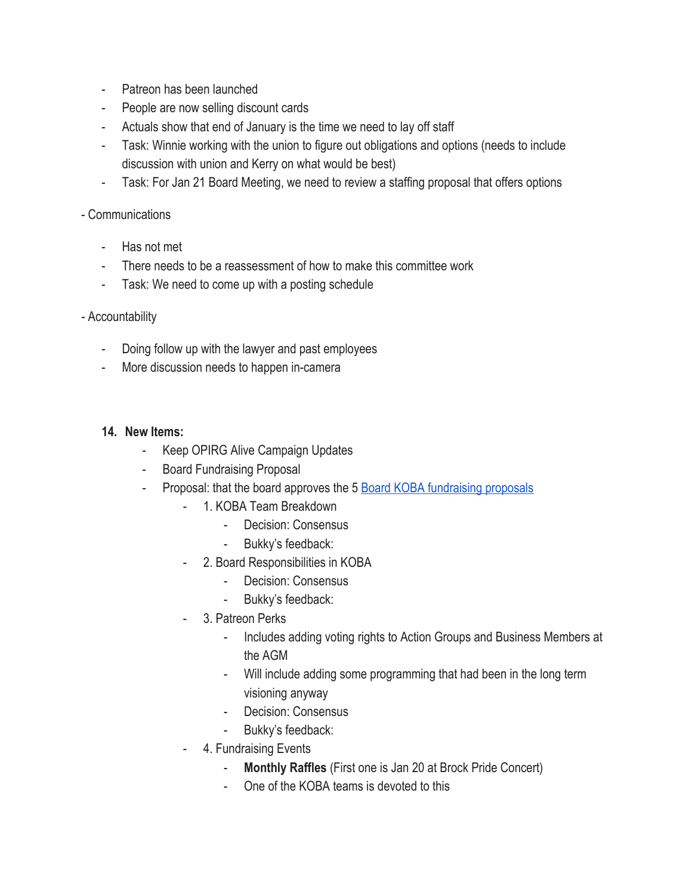- Patreon has been launched
- People are now selling discount cards
- Actuals show that end of January is the time we need to lay off staff
- Task: Winnie working with the union to figure out obligations and options (needs to include discussion with union and Kerry on what would be best)
- Task: For Jan 21 Board Meeting, we need to review a staffing proposal that offers options

- Communications
    - Has not met
    - There needs to be a reassessment of how to make this committee work
    - Task: We need to come up with a posting schedule

- Accountability
    - Doing follow up with the lawyer and past employees
    - More discussion needs to happen in-camera

**14. New Items:**

- Keep OPIRG Alive Campaign Updates
- Board Fundraising Proposal
- Proposal: that the board approves the 5 [Board KOBA fundraising proposals]()
    - 1. KOBA Team Breakdown
        - Decision: Consensus
        - Bukky's feedback:
    - 2. Board Responsibilities in KOBA
        - Decision: Consensus
        - Bukky's feedback:
    - 3. Patreon Perks
        - Includes adding voting rights to Action Groups and Business Members at the AGM
        - Will include adding some programming that had been in the long term visioning anyway
        - Decision: Consensus
        - Bukky's feedback:
    - 4. Fundraising Events
        - **Monthly Raffles** (First one is Jan 20 at Brock Pride Concert)
        - One of the KOBA teams is devoted to this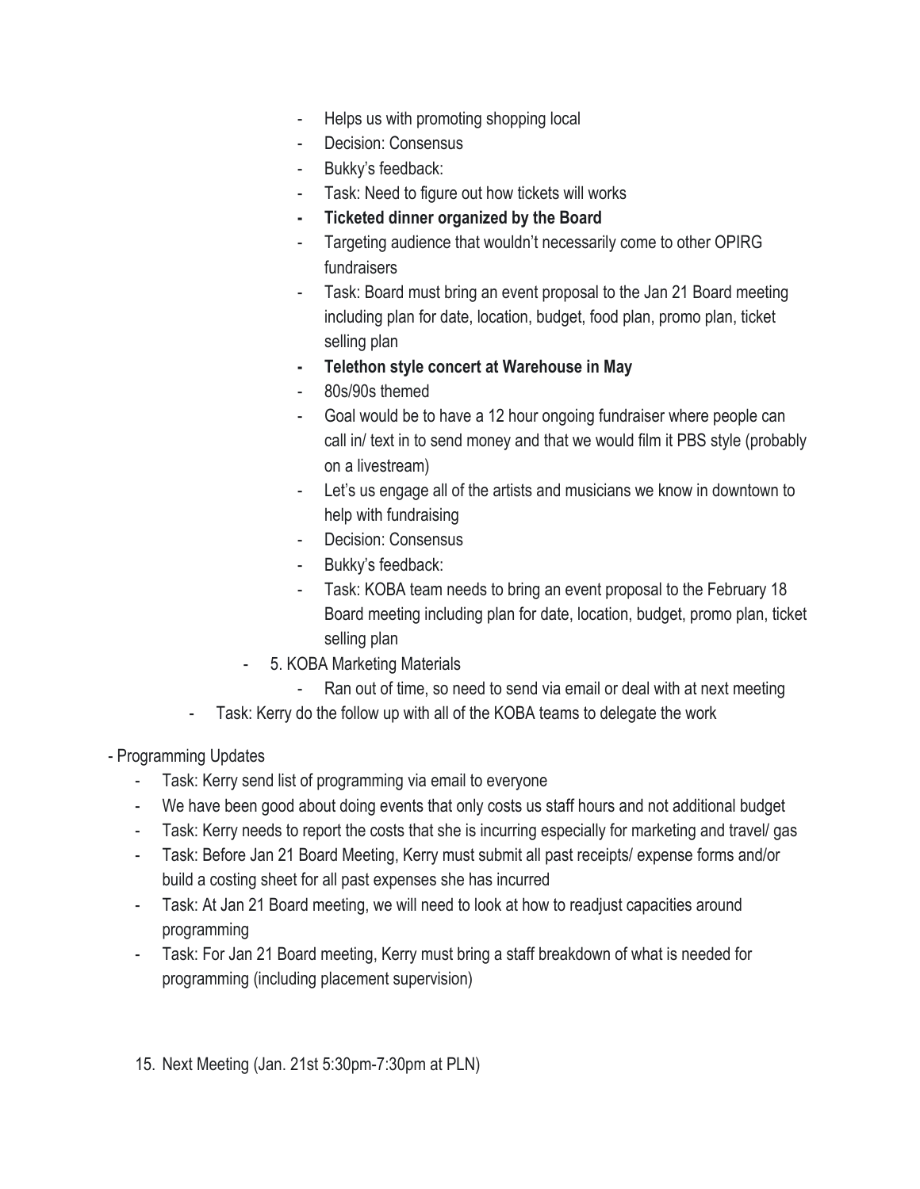- Helps us with promoting shopping local
      - Decision: Consensus
      - Bukky's feedback:
      - Task: Need to figure out how tickets will works
      - **Ticketed dinner organized by the Board**
      - Targeting audience that wouldn't necessarily come to other OPIRG fundraisers
      - Task: Board must bring an event proposal to the Jan 21 Board meeting including plan for date, location, budget, food plan, promo plan, ticket selling plan
      - **Telethon style concert at Warehouse in May**
      - 80s/90s themed
      - Goal would be to have a 12 hour ongoing fundraiser where people can call in/ text in to send money and that we would film it PBS style (probably on a livestream)
      - Let's us engage all of the artists and musicians we know in downtown to help with fundraising
      - Decision: Consensus
      - Bukky's feedback:
      - Task: KOBA team needs to bring an event proposal to the February 18 Board meeting including plan for date, location, budget, promo plan, ticket selling plan
    - 5. KOBA Marketing Materials
      - Ran out of time, so need to send via email or deal with at next meeting
  - Task: Kerry do the follow up with all of the KOBA teams to delegate the work

- Programming Updates
  - Task: Kerry send list of programming via email to everyone
  - We have been good about doing events that only costs us staff hours and not additional budget
  - Task: Kerry needs to report the costs that she is incurring especially for marketing and travel/ gas
  - Task: Before Jan 21 Board Meeting, Kerry must submit all past receipts/ expense forms and/or build a costing sheet for all past expenses she has incurred
  - Task: At Jan 21 Board meeting, we will need to look at how to readjust capacities around programming
  - Task: For Jan 21 Board meeting, Kerry must bring a staff breakdown of what is needed for programming (including placement supervision)

15. Next Meeting (Jan. 21st 5:30pm-7:30pm at PLN)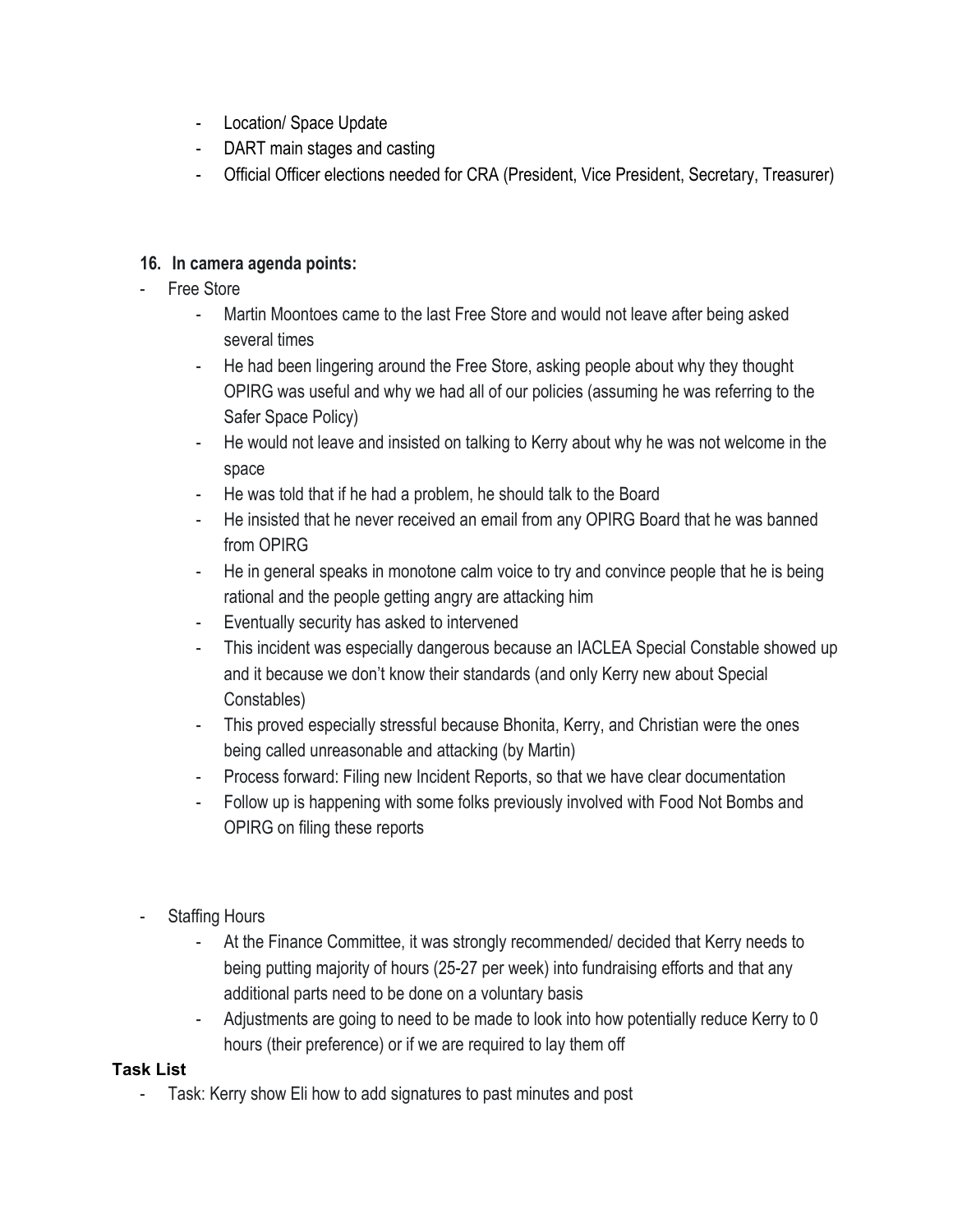- Location/ Space Update
- DART main stages and casting
- Official Officer elections needed for CRA (President, Vice President, Secretary, Treasurer)

**16. In camera agenda points:**

- Free Store
    - Martin Moontoes came to the last Free Store and would not leave after being asked several times
    - He had been lingering around the Free Store, asking people about why they thought OPIRG was useful and why we had all of our policies (assuming he was referring to the Safer Space Policy)
    - He would not leave and insisted on talking to Kerry about why he was not welcome in the space
    - He was told that if he had a problem, he should talk to the Board
    - He insisted that he never received an email from any OPIRG Board that he was banned from OPIRG
    - He in general speaks in monotone calm voice to try and convince people that he is being rational and the people getting angry are attacking him
    - Eventually security has asked to intervened
    - This incident was especially dangerous because an IACLEA Special Constable showed up and it because we don't know their standards (and only Kerry new about Special Constables)
    - This proved especially stressful because Bhonita, Kerry, and Christian were the ones being called unreasonable and attacking (by Martin)
    - Process forward: Filing new Incident Reports, so that we have clear documentation
    - Follow up is happening with some folks previously involved with Food Not Bombs and OPIRG on filing these reports

- Staffing Hours
    - At the Finance Committee, it was strongly recommended/ decided that Kerry needs to being putting majority of hours (25-27 per week) into fundraising efforts and that any additional parts need to be done on a voluntary basis
    - Adjustments are going to need to be made to look into how potentially reduce Kerry to 0 hours (their preference) or if we are required to lay them off

**Task List**

- Task: Kerry show Eli how to add signatures to past minutes and post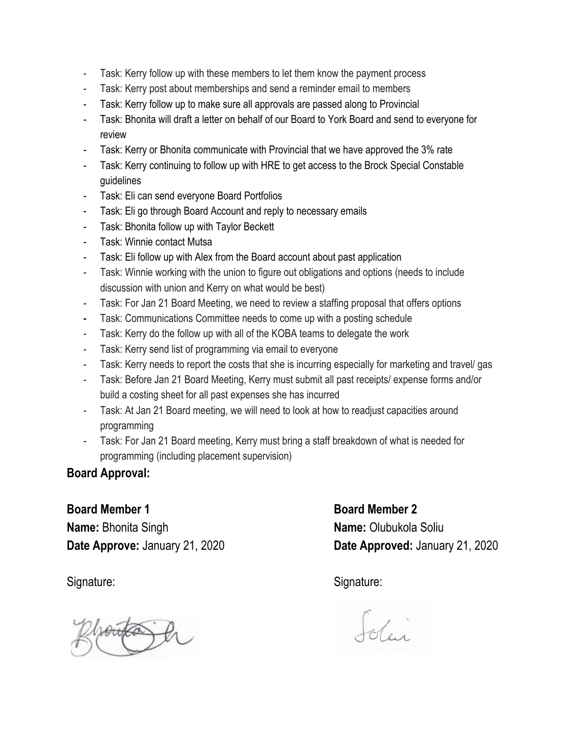- Task: Kerry follow up with these members to let them know the payment process
- Task: Kerry post about memberships and send a reminder email to members
- Task: Kerry follow up to make sure all approvals are passed along to Provincial
- Task: Bhonita will draft a letter on behalf of our Board to York Board and send to everyone for review
- Task: Kerry or Bhonita communicate with Provincial that we have approved the 3% rate
- Task: Kerry continuing to follow up with HRE to get access to the Brock Special Constable guidelines
- Task: Eli can send everyone Board Portfolios
- Task: Eli go through Board Account and reply to necessary emails
- Task: Bhonita follow up with Taylor Beckett
- Task: Winnie contact Mutsa
- Task: Eli follow up with Alex from the Board account about past application
- Task: Winnie working with the union to figure out obligations and options (needs to include discussion with union and Kerry on what would be best)
- Task: For Jan 21 Board Meeting, we need to review a staffing proposal that offers options
- Task: Communications Committee needs to come up with a posting schedule
- Task: Kerry do the follow up with all of the KOBA teams to delegate the work
- Task: Kerry send list of programming via email to everyone
- Task: Kerry needs to report the costs that she is incurring especially for marketing and travel/ gas
- Task: Before Jan 21 Board Meeting, Kerry must submit all past receipts/ expense forms and/or build a costing sheet for all past expenses she has incurred
- Task: At Jan 21 Board meeting, we will need to look at how to readjust capacities around programming
- Task: For Jan 21 Board meeting, Kerry must bring a staff breakdown of what is needed for programming (including placement supervision)

## Board Approval:

**Board Member 1**
**Name:** Bhonita Singh
**Date Approve:** January 21, 2020

Signature:

**Board Member 2**
**Name:** Olubukola Soliu
**Date Approved:** January 21, 2020

Signature: